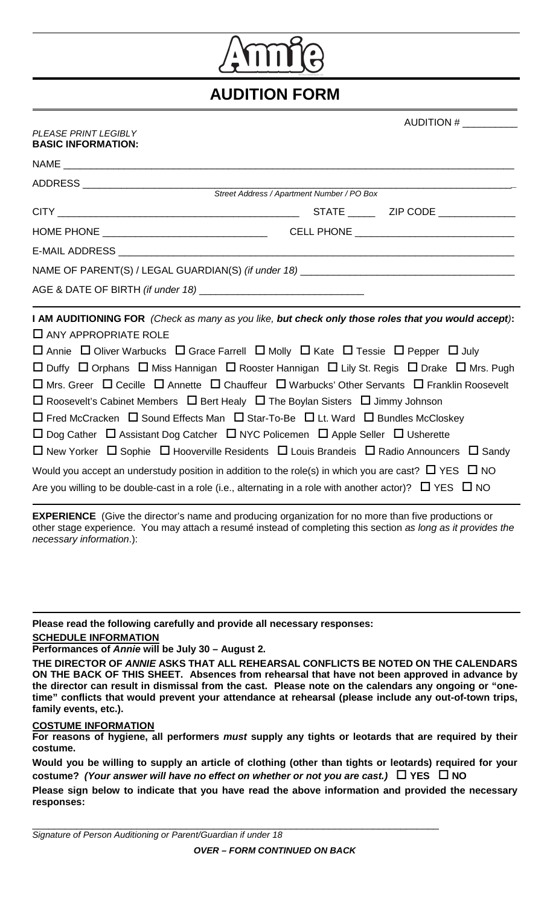# Annie

## AUDITION FORM

AUDITION # __________

*PLEASE PRINT LEGIBLY*
**BASIC INFORMATION:**

NAME ______________________________________________________________________

ADDRESS ____________________________________________________________________
*Street Address / Apartment Number / PO Box*

CITY ________________________________ STATE _____ ZIP CODE ______________

HOME PHONE ____________________________ CELL PHONE ____________________________

E-MAIL ADDRESS ______________________________________________________________

NAME OF PARENT(S) / LEGAL GUARDIAN(S) *(if under 18)* ______________________________

AGE & DATE OF BIRTH *(if under 18)* ____________________________

**I AM AUDITIONING FOR** *(Check as many as you like, **but check only those roles that you would accept**)***:**

☐ ANY APPROPRIATE ROLE

☐ Annie ☐ Oliver Warbucks ☐ Grace Farrell ☐ Molly ☐ Kate ☐ Tessie ☐ Pepper ☐ July

☐ Duffy ☐ Orphans ☐ Miss Hannigan ☐ Rooster Hannigan ☐ Lily St. Regis ☐ Drake ☐ Mrs. Pugh

☐ Mrs. Greer ☐ Cecille ☐ Annette ☐ Chauffeur ☐ Warbucks' Other Servants ☐ Franklin Roosevelt

☐ Roosevelt's Cabinet Members ☐ Bert Healy ☐ The Boylan Sisters ☐ Jimmy Johnson

☐ Fred McCracken ☐ Sound Effects Man ☐ Star-To-Be ☐ Lt. Ward ☐ Bundles McCloskey

☐ Dog Cather ☐ Assistant Dog Catcher ☐ NYC Policemen ☐ Apple Seller ☐ Usherette

☐ New Yorker ☐ Sophie ☐ Hooverville Residents ☐ Louis Brandeis ☐ Radio Announcers ☐ Sandy

Would you accept an understudy position in addition to the role(s) in which you are cast? ☐ YES ☐ NO

Are you willing to be double-cast in a role (i.e., alternating in a role with another actor)? ☐ YES ☐ NO

**EXPERIENCE** (Give the director's name and producing organization for no more than five productions or other stage experience. You may attach a resumé instead of completing this section *as long as it provides the necessary information*.):

**Please read the following carefully and provide all necessary responses:**

**SCHEDULE INFORMATION**

**Performances of *Annie* will be July 30 – August 2.**

**THE DIRECTOR OF *ANNIE* ASKS THAT ALL REHEARSAL CONFLICTS BE NOTED ON THE CALENDARS ON THE BACK OF THIS SHEET. Absences from rehearsal that have not been approved in advance by the director can result in dismissal from the cast. Please note on the calendars any ongoing or "one-time" conflicts that would prevent your attendance at rehearsal (please include any out-of-town trips, family events, etc.).**

**COSTUME INFORMATION**

**For reasons of hygiene, all performers *must* supply any tights or leotards that are required by their costume.**

**Would you be willing to supply an article of clothing (other than tights or leotards) required for your costume? *(Your answer will have no effect on whether or not you are cast.)* ☐ YES ☐ NO**

**Please sign below to indicate that you have read the above information and provided the necessary responses:**

______________________________________________________________________
*Signature of Person Auditioning or Parent/Guardian if under 18*

***OVER – FORM CONTINUED ON BACK***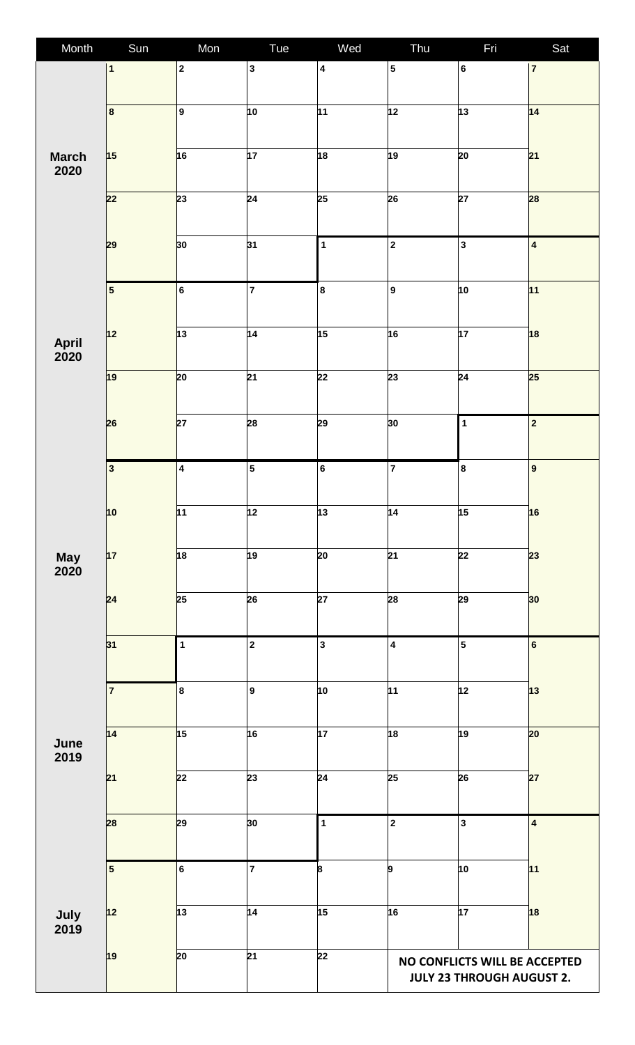| Month | Sun | Mon | Tue | Wed | Thu | Fri | Sat |
|---|---|---|---|---|---|---|---|
| **March 2020** | 1 | 2 | 3 | 4 | 5 | 6 | 7 |
| | 8 | 9 | 10 | 11 | 12 | 13 | 14 |
| | 15 | 16 | 17 | 18 | 19 | 20 | 21 |
| | 22 | 23 | 24 | 25 | 26 | 27 | 28 |
| | 29 | 30 | 31 | 1 | 2 | 3 | 4 |
| **April 2020** | 5 | 6 | 7 | 8 | 9 | 10 | 11 |
| | 12 | 13 | 14 | 15 | 16 | 17 | 18 |
| | 19 | 20 | 21 | 22 | 23 | 24 | 25 |
| | 26 | 27 | 28 | 29 | 30 | 1 | 2 |
| **May 2020** | 3 | 4 | 5 | 6 | 7 | 8 | 9 |
| | 10 | 11 | 12 | 13 | 14 | 15 | 16 |
| | 17 | 18 | 19 | 20 | 21 | 22 | 23 |
| | 24 | 25 | 26 | 27 | 28 | 29 | 30 |
| | 31 | 1 | 2 | 3 | 4 | 5 | 6 |
| **June 2019** | 7 | 8 | 9 | 10 | 11 | 12 | 13 |
| | 14 | 15 | 16 | 17 | 18 | 19 | 20 |
| | 21 | 22 | 23 | 24 | 25 | 26 | 27 |
| | 28 | 29 | 30 | 1 | 2 | 3 | 4 |
| **July 2019** | 5 | 6 | 7 | 8 | 9 | 10 | 11 |
| | 12 | 13 | 14 | 15 | 16 | 17 | 18 |
| | 19 | 20 | 21 | 22 | **NO CONFLICTS WILL BE ACCEPTED JULY 23 THROUGH AUGUST 2.** | | |